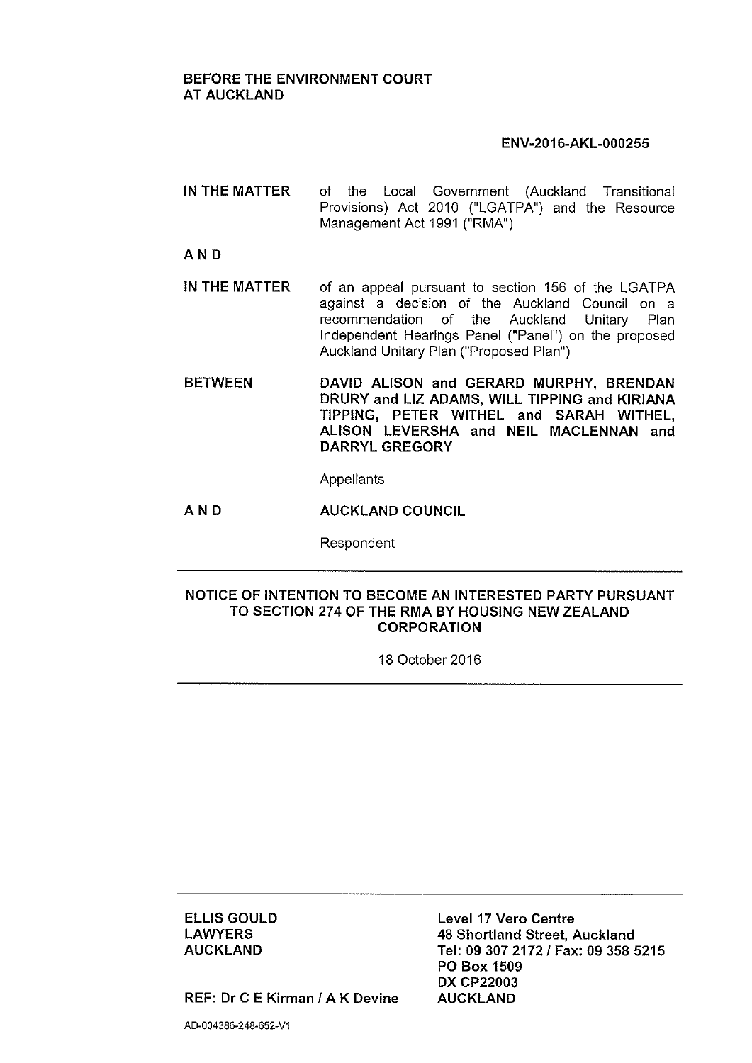**BEFORE THE ENVIRONMENT COURT**
**AT AUCKLAND**

**ENV-2016-AKL-000255**

| | |
|---|---|
| **IN THE MATTER** | of the Local Government (Auckland Transitional Provisions) Act 2010 ("LGATPA") and the Resource Management Act 1991 ("RMA") |
| **A N D** | |
| **IN THE MATTER** | of an appeal pursuant to section 156 of the LGATPA against a decision of the Auckland Council on a recommendation of the Auckland Unitary Plan Independent Hearings Panel ("Panel") on the proposed Auckland Unitary Plan ("Proposed Plan") |
| **BETWEEN** | **DAVID ALISON and GERARD MURPHY, BRENDAN DRURY and LIZ ADAMS, WILL TIPPING and KIRIANA TIPPING, PETER WITHEL and SARAH WITHEL, ALISON LEVERSHA and NEIL MACLENNAN and DARRYL GREGORY** |
| | Appellants |
| **A N D** | **AUCKLAND COUNCIL** |
| | Respondent |

---

**NOTICE OF INTENTION TO BECOME AN INTERESTED PARTY PURSUANT TO SECTION 274 OF THE RMA BY HOUSING NEW ZEALAND CORPORATION**

18 October 2016

---

---

**ELLIS GOULD**
**LAWYERS**
**AUCKLAND**

**Level 17 Vero Centre**
**48 Shortland Street, Auckland**
**Tel: 09 307 2172 / Fax: 09 358 5215**
**PO Box 1509**
**DX CP22003**
**AUCKLAND**

**REF: Dr C E Kirman / A K Devine**

AD-004386-248-652-V1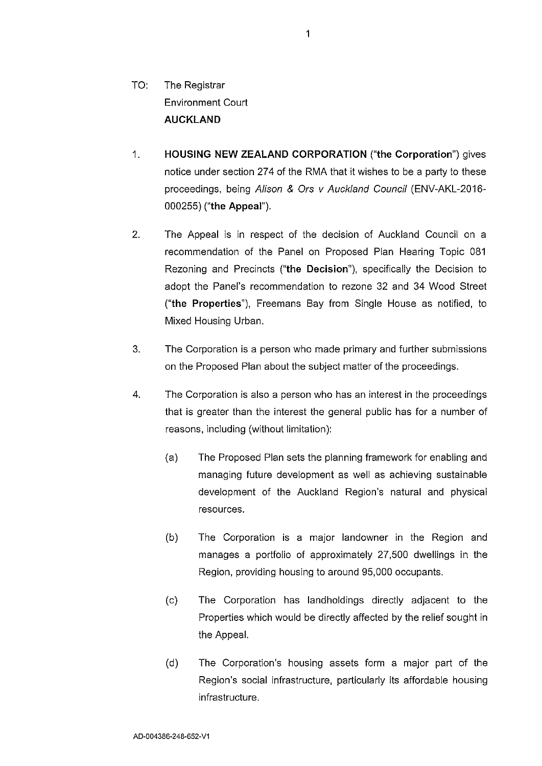TO: The Registrar
Environment Court
**AUCKLAND**

1. **HOUSING NEW ZEALAND CORPORATION** ("**the Corporation**") gives notice under section 274 of the RMA that it wishes to be a party to these proceedings, being *Alison & Ors v Auckland Council* (ENV-AKL-2016-000255) ("**the Appeal**").

2. The Appeal is in respect of the decision of Auckland Council on a recommendation of the Panel on Proposed Plan Hearing Topic 081 Rezoning and Precincts ("**the Decision**"), specifically the Decision to adopt the Panel's recommendation to rezone 32 and 34 Wood Street ("**the Properties**"), Freemans Bay from Single House as notified, to Mixed Housing Urban.

3. The Corporation is a person who made primary and further submissions on the Proposed Plan about the subject matter of the proceedings.

4. The Corporation is also a person who has an interest in the proceedings that is greater than the interest the general public has for a number of reasons, including (without limitation):

   (a) The Proposed Plan sets the planning framework for enabling and managing future development as well as achieving sustainable development of the Auckland Region's natural and physical resources.

   (b) The Corporation is a major landowner in the Region and manages a portfolio of approximately 27,500 dwellings in the Region, providing housing to around 95,000 occupants.

   (c) The Corporation has landholdings directly adjacent to the Properties which would be directly affected by the relief sought in the Appeal.

   (d) The Corporation's housing assets form a major part of the Region's social infrastructure, particularly its affordable housing infrastructure.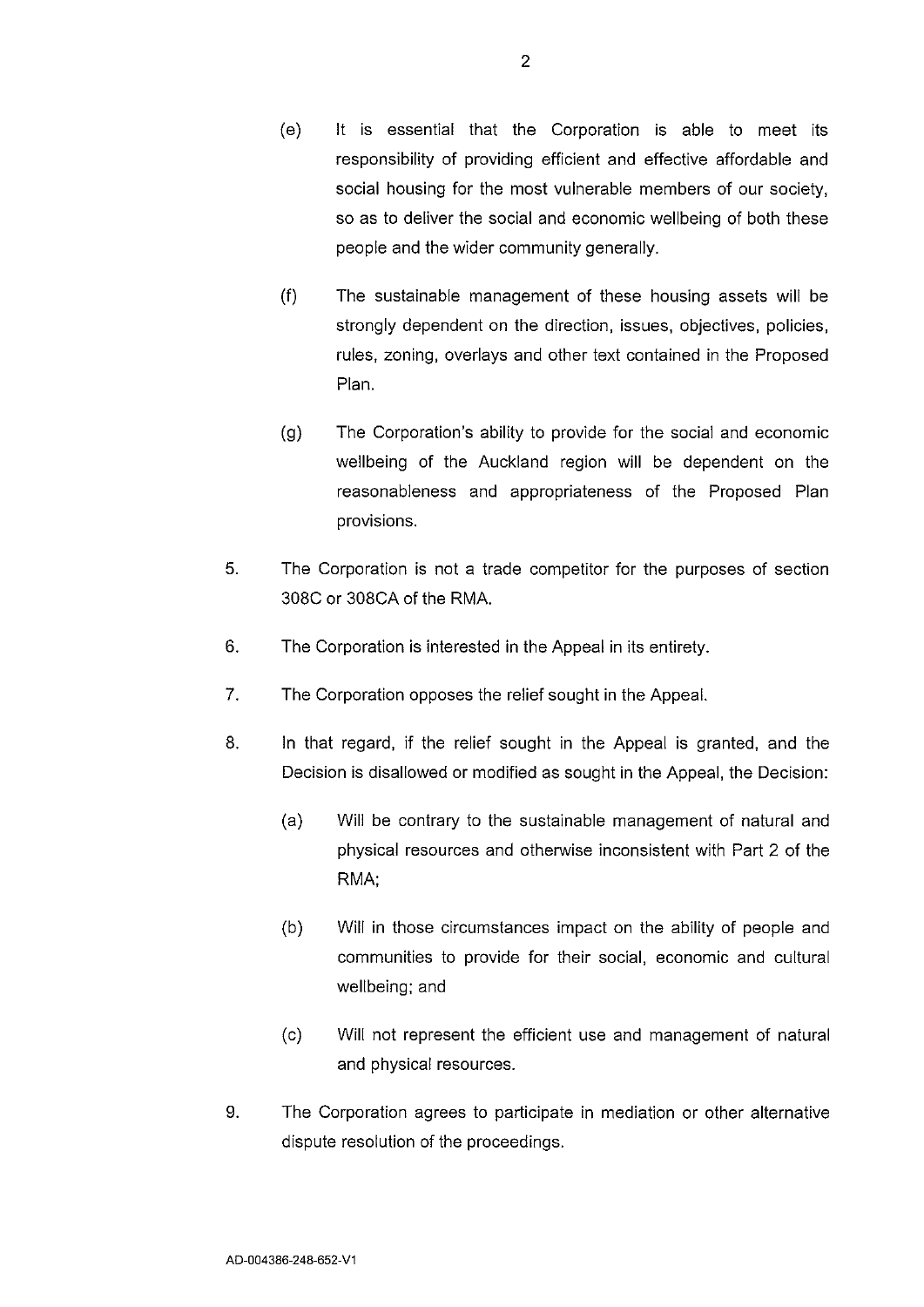(e) It is essential that the Corporation is able to meet its responsibility of providing efficient and effective affordable and social housing for the most vulnerable members of our society, so as to deliver the social and economic wellbeing of both these people and the wider community generally.

(f) The sustainable management of these housing assets will be strongly dependent on the direction, issues, objectives, policies, rules, zoning, overlays and other text contained in the Proposed Plan.

(g) The Corporation's ability to provide for the social and economic wellbeing of the Auckland region will be dependent on the reasonableness and appropriateness of the Proposed Plan provisions.

5. The Corporation is not a trade competitor for the purposes of section 308C or 308CA of the RMA.

6. The Corporation is interested in the Appeal in its entirety.

7. The Corporation opposes the relief sought in the Appeal.

8. In that regard, if the relief sought in the Appeal is granted, and the Decision is disallowed or modified as sought in the Appeal, the Decision:

   (a) Will be contrary to the sustainable management of natural and physical resources and otherwise inconsistent with Part 2 of the RMA;

   (b) Will in those circumstances impact on the ability of people and communities to provide for their social, economic and cultural wellbeing; and

   (c) Will not represent the efficient use and management of natural and physical resources.

9. The Corporation agrees to participate in mediation or other alternative dispute resolution of the proceedings.

AD-004386-248-652-V1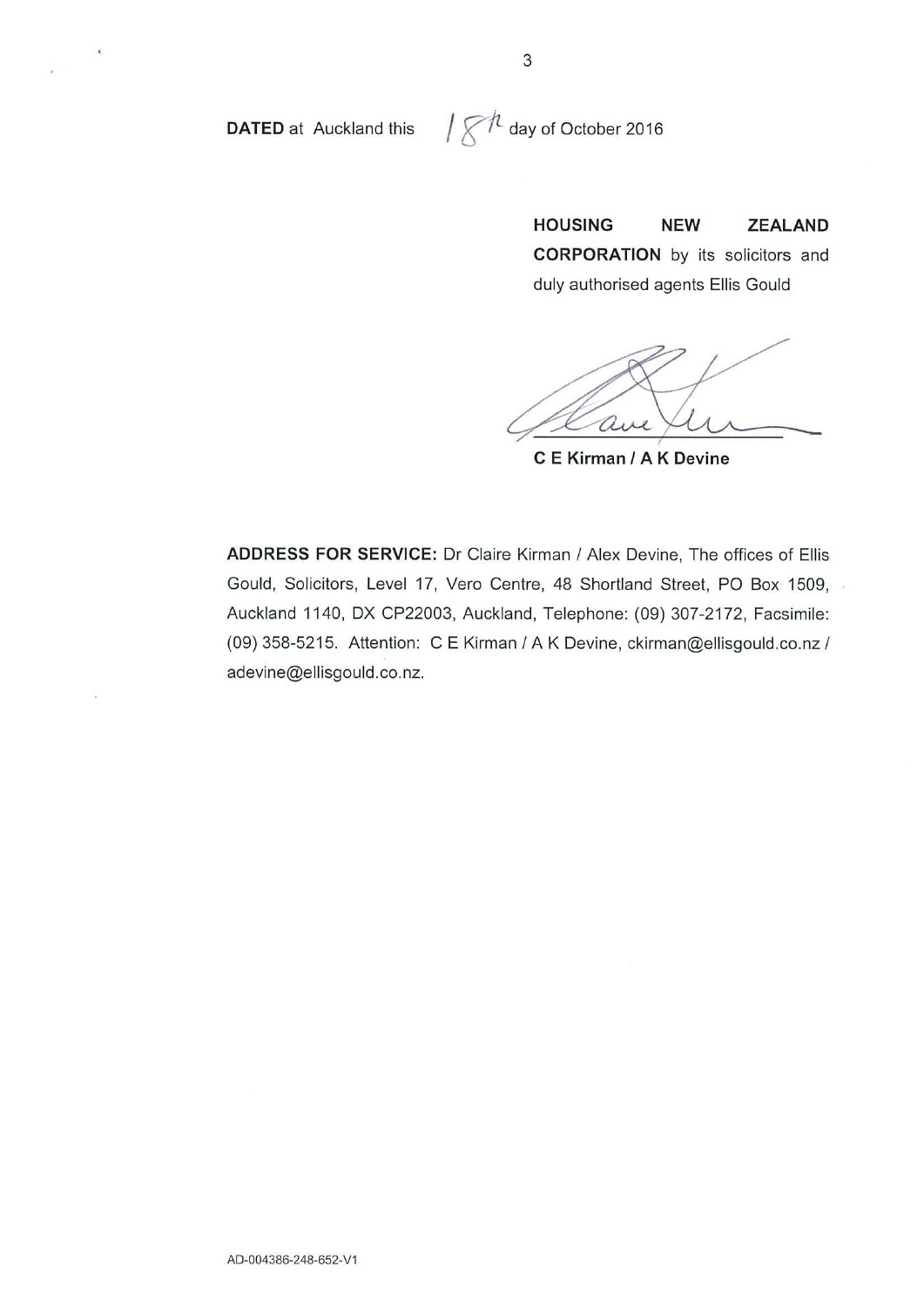**DATED** at Auckland this 18th day of October 2016

**HOUSING NEW ZEALAND CORPORATION** by its solicitors and duly authorised agents Ellis Gould

**C E Kirman / A K Devine**

**ADDRESS FOR SERVICE:** Dr Claire Kirman / Alex Devine, The offices of Ellis Gould, Solicitors, Level 17, Vero Centre, 48 Shortland Street, PO Box 1509, Auckland 1140, DX CP22003, Auckland, Telephone: (09) 307-2172, Facsimile: (09) 358-5215. Attention: C E Kirman / A K Devine, ckirman@ellisgould.co.nz / adevine@ellisgould.co.nz.

AD-004386-248-652-V1